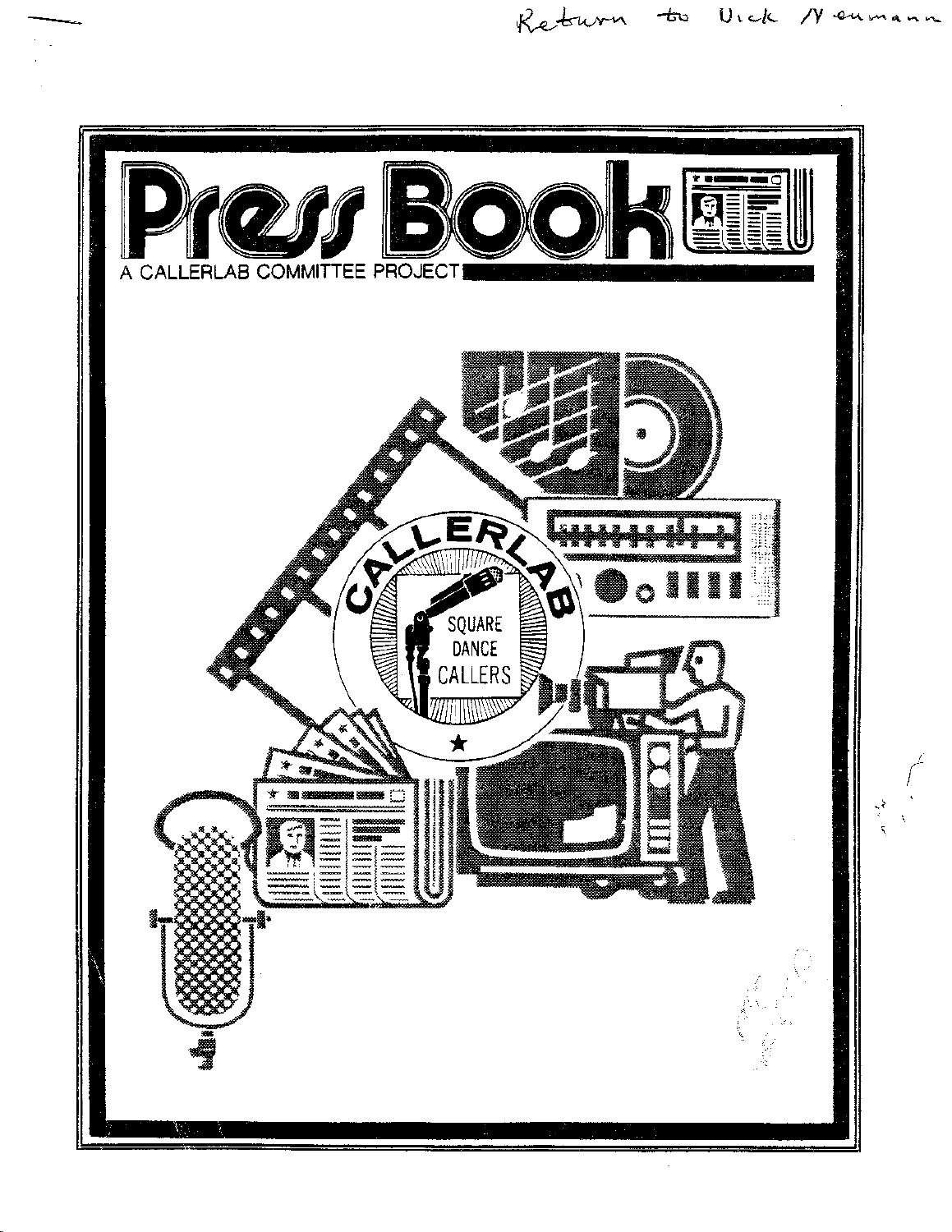Return to Vick Neumann

# Press Book

A CALLERLAB COMMITTEE PROJECT

CALLERLAB

SQUARE DANCE CALLERS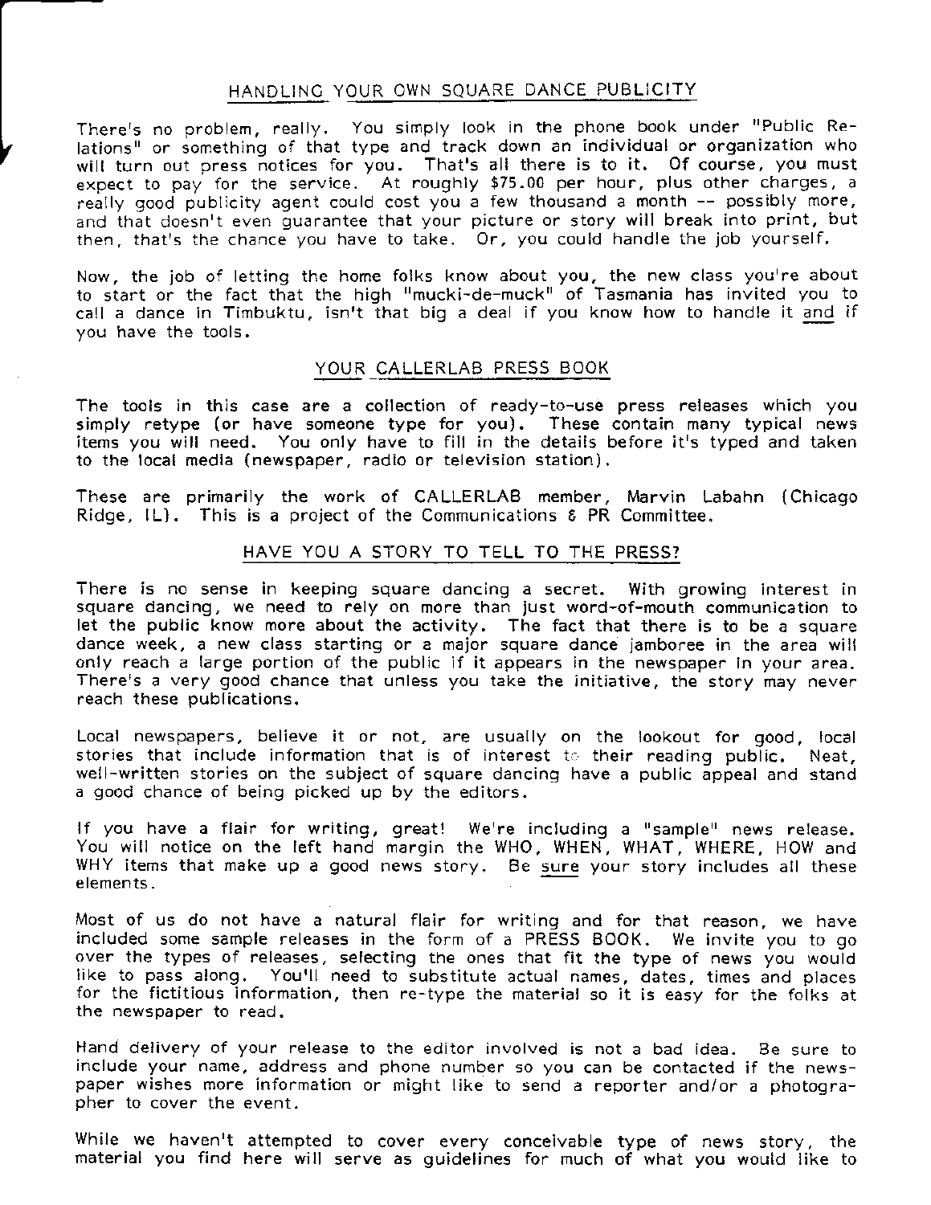## HANDLING YOUR OWN SQUARE DANCE PUBLICITY

There's no problem, really. You simply look in the phone book under "Public Relations" or something of that type and track down an individual or organization who will turn out press notices for you. That's all there is to it. Of course, you must expect to pay for the service. At roughly $75.00 per hour, plus other charges, a really good publicity agent could cost you a few thousand a month -- possibly more, and that doesn't even guarantee that your picture or story will break into print, but then, that's the chance you have to take. Or, you could handle the job yourself.

Now, the job of letting the home folks know about you, the new class you're about to start or the fact that the high "mucki-de-muck" of Tasmania has invited you to call a dance in Timbuktu, isn't that big a deal if you know how to handle it and if you have the tools.

## YOUR CALLERLAB PRESS BOOK

The tools in this case are a collection of ready-to-use press releases which you simply retype (or have someone type for you). These contain many typical news items you will need. You only have to fill in the details before it's typed and taken to the local media (newspaper, radio or television station).

These are primarily the work of CALLERLAB member, Marvin Labahn (Chicago Ridge, IL). This is a project of the Communications & PR Committee.

## HAVE YOU A STORY TO TELL TO THE PRESS?

There is no sense in keeping square dancing a secret. With growing interest in square dancing, we need to rely on more than just word-of-mouth communication to let the public know more about the activity. The fact that there is to be a square dance week, a new class starting or a major square dance jamboree in the area will only reach a large portion of the public if it appears in the newspaper in your area. There's a very good chance that unless you take the initiative, the story may never reach these publications.

Local newspapers, believe it or not, are usually on the lookout for good, local stories that include information that is of interest to their reading public. Neat, well-written stories on the subject of square dancing have a public appeal and stand a good chance of being picked up by the editors.

If you have a flair for writing, great! We're including a "sample" news release. You will notice on the left hand margin the WHO, WHEN, WHAT, WHERE, HOW and WHY items that make up a good news story. Be sure your story includes all these elements.

Most of us do not have a natural flair for writing and for that reason, we have included some sample releases in the form of a PRESS BOOK. We invite you to go over the types of releases, selecting the ones that fit the type of news you would like to pass along. You'll need to substitute actual names, dates, times and places for the fictitious information, then re-type the material so it is easy for the folks at the newspaper to read.

Hand delivery of your release to the editor involved is not a bad idea. Be sure to include your name, address and phone number so you can be contacted if the newspaper wishes more information or might like to send a reporter and/or a photographer to cover the event.

While we haven't attempted to cover every conceivable type of news story, the material you find here will serve as guidelines for much of what you would like to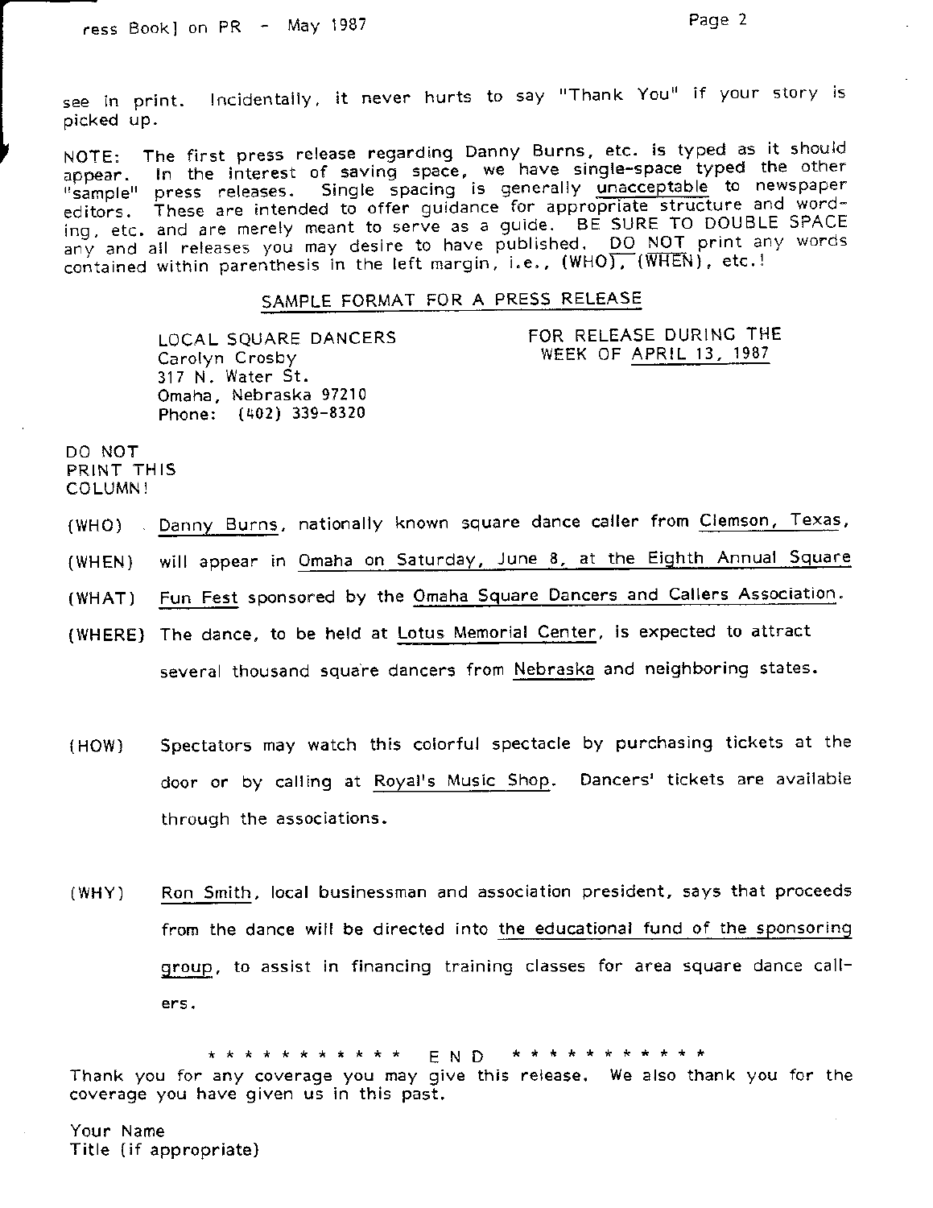see in print. Incidentally, it never hurts to say "Thank You" if your story is picked up.

NOTE: The first press release regarding Danny Burns, etc. is typed as it should appear. In the interest of saving space, we have single-space typed the other "sample" press releases. Single spacing is generally <u>unacceptable</u> to newspaper editors. These are intended to offer guidance for appropriate structure and wording, etc. and are merely meant to serve as a guide. BE SURE TO DOUBLE SPACE any and all releases you may desire to have published. <u>DO NOT</u> print any words contained within parenthesis in the left margin, i.e., (WHO), (WHEN), etc.!

## SAMPLE FORMAT FOR A PRESS RELEASE

LOCAL SQUARE DANCERS
Carolyn Crosby
317 N. Water St.
Omaha, Nebraska 97210
Phone: (402) 339-8320

FOR RELEASE DURING THE WEEK OF <u>APRIL 13, 1987</u>

DO NOT PRINT THIS COLUMN!

(WHO) <u>Danny Burns</u>, nationally known square dance caller from <u>Clemson, Texas</u>,

(WHEN) will appear in <u>Omaha on Saturday, June 8, at the Eighth Annual Square</u>

(WHAT) <u>Fun Fest</u> sponsored by the <u>Omaha Square Dancers and Callers Association</u>.

(WHERE) The dance, to be held at <u>Lotus Memorial Center</u>, is expected to attract several thousand square dancers from <u>Nebraska</u> and neighboring states.

(HOW) Spectators may watch this colorful spectacle by purchasing tickets at the door or by calling at <u>Royal's Music Shop</u>. Dancers' tickets are available through the associations.

(WHY) <u>Ron Smith</u>, local businessman and association president, says that proceeds from the dance will be directed into <u>the educational fund of the sponsoring group</u>, to assist in financing training classes for area square dance callers.

* * * * * * * * * * * * END * * * * * * * * * * * *

Thank you for any coverage you may give this release. We also thank you for the coverage you have given us in this past.

Your Name
Title (if appropriate)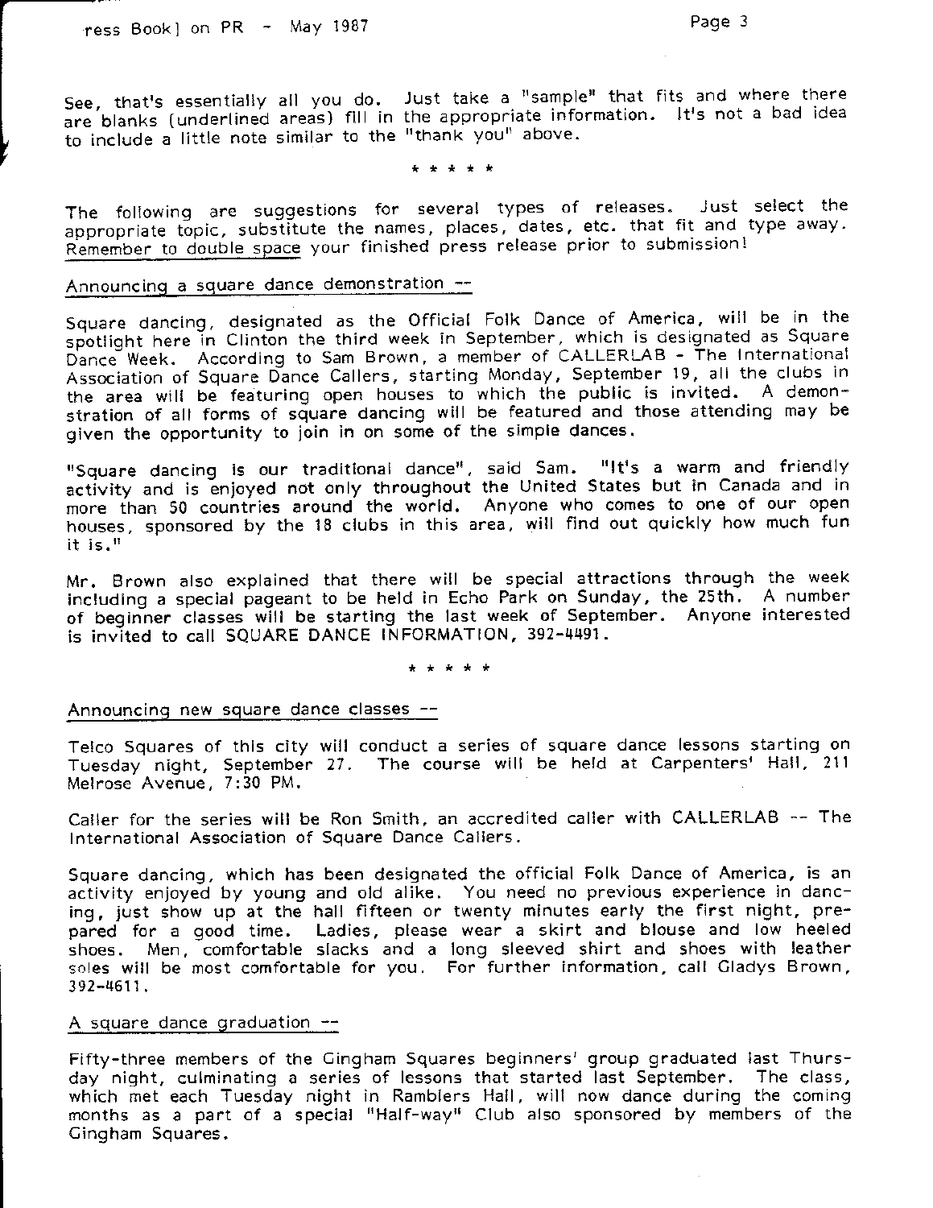See, that's essentially all you do. Just take a "sample" that fits and where there are blanks (underlined areas) fill in the appropriate information. It's not a bad idea to include a little note similar to the "thank you" above.

\* \* \* \* \*

The following are suggestions for several types of releases. Just select the appropriate topic, substitute the names, places, dates, etc. that fit and type away. Remember to double space your finished press release prior to submission!

Announcing a square dance demonstration --

Square dancing, designated as the Official Folk Dance of America, will be in the spotlight here in Clinton the third week in September, which is designated as Square Dance Week. According to Sam Brown, a member of CALLERLAB - The International Association of Square Dance Callers, starting Monday, September 19, all the clubs in the area will be featuring open houses to which the public is invited. A demonstration of all forms of square dancing will be featured and those attending may be given the opportunity to join in on some of the simple dances.

"Square dancing is our traditional dance", said Sam. "It's a warm and friendly activity and is enjoyed not only throughout the United States but in Canada and in more than 50 countries around the world. Anyone who comes to one of our open houses, sponsored by the 18 clubs in this area, will find out quickly how much fun it is."

Mr. Brown also explained that there will be special attractions through the week including a special pageant to be held in Echo Park on Sunday, the 25th. A number of beginner classes will be starting the last week of September. Anyone interested is invited to call SQUARE DANCE INFORMATION, 392-4491.

\* \* \* \* \*

Announcing new square dance classes --

Telco Squares of this city will conduct a series of square dance lessons starting on Tuesday night, September 27. The course will be held at Carpenters' Hall, 211 Melrose Avenue, 7:30 PM.

Caller for the series will be Ron Smith, an accredited caller with CALLERLAB -- The International Association of Square Dance Callers.

Square dancing, which has been designated the official Folk Dance of America, is an activity enjoyed by young and old alike. You need no previous experience in dancing, just show up at the hall fifteen or twenty minutes early the first night, prepared for a good time. Ladies, please wear a skirt and blouse and low heeled shoes. Men, comfortable slacks and a long sleeved shirt and shoes with leather soles will be most comfortable for you. For further information, call Gladys Brown, 392-4611.

A square dance graduation --

Fifty-three members of the Gingham Squares beginners' group graduated last Thursday night, culminating a series of lessons that started last September. The class, which met each Tuesday night in Ramblers Hall, will now dance during the coming months as a part of a special "Half-way" Club also sponsored by members of the Gingham Squares.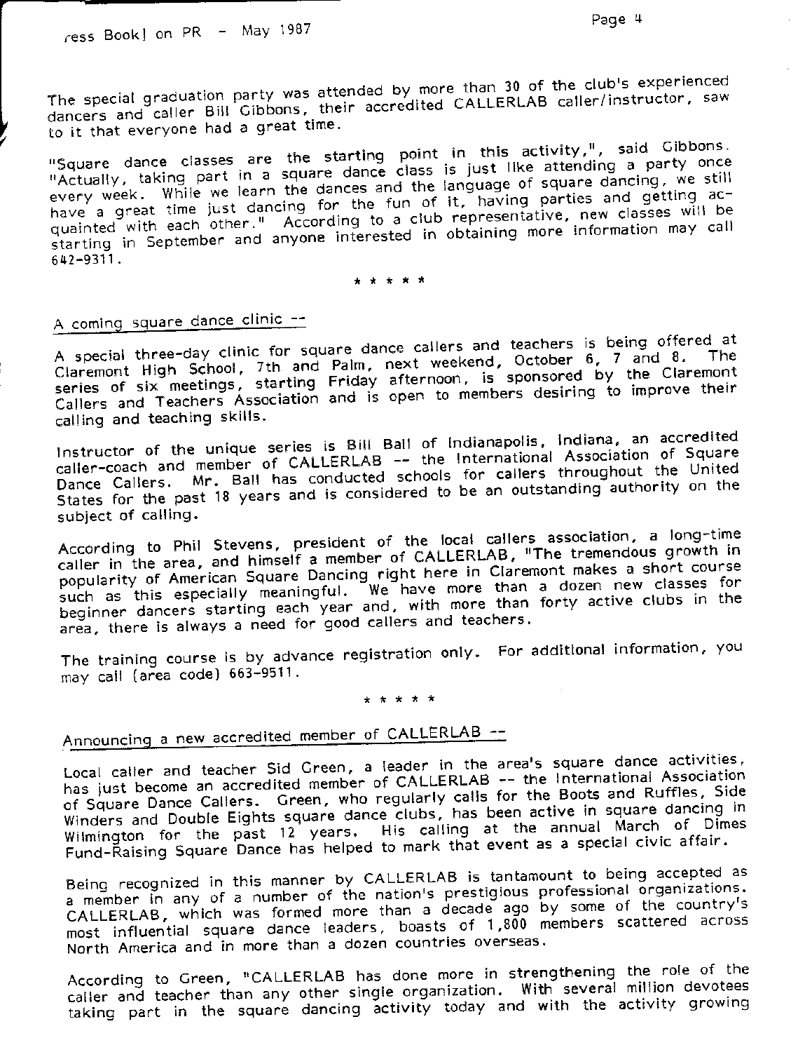The special graduation party was attended by more than 30 of the club's experienced dancers and caller Bill Gibbons, their accredited CALLERLAB caller/instructor, saw to it that everyone had a great time.

"Square dance classes are the starting point in this activity,", said Gibbons. "Actually, taking part in a square dance class is just like attending a party once every week. While we learn the dances and the language of square dancing, we still have a great time just dancing for the fun of it, having parties and getting acquainted with each other." According to a club representative, new classes will be starting in September and anyone interested in obtaining more information may call 642-9311.

\* \* \* \* \*

A coming square dance clinic --

A special three-day clinic for square dance callers and teachers is being offered at Claremont High School, 7th and Palm, next weekend, October 6, 7 and 8. The series of six meetings, starting Friday afternoon, is sponsored by the Claremont Callers and Teachers Association and is open to members desiring to improve their calling and teaching skills.

Instructor of the unique series is Bill Ball of Indianapolis, Indiana, an accredited caller-coach and member of CALLERLAB -- the International Association of Square Dance Callers. Mr. Ball has conducted schools for callers throughout the United States for the past 18 years and is considered to be an outstanding authority on the subject of calling.

According to Phil Stevens, president of the local callers association, a long-time caller in the area, and himself a member of CALLERLAB, "The tremendous growth in popularity of American Square Dancing right here in Claremont makes a short course such as this especially meaningful. We have more than a dozen new classes for beginner dancers starting each year and, with more than forty active clubs in the area, there is always a need for good callers and teachers.

The training course is by advance registration only. For additional information, you may call (area code) 663-9511.

\* \* \* \* \*

Announcing a new accredited member of CALLERLAB --

Local caller and teacher Sid Green, a leader in the area's square dance activities, has just become an accredited member of CALLERLAB -- the International Association of Square Dance Callers. Green, who regularly calls for the Boots and Ruffles, Side Winders and Double Eights square dance clubs, has been active in square dancing in Wilmington for the past 12 years. His calling at the annual March of Dimes Fund-Raising Square Dance has helped to mark that event as a special civic affair.

Being recognized in this manner by CALLERLAB is tantamount to being accepted as a member in any of a number of the nation's prestigious professional organizations. CALLERLAB, which was formed more than a decade ago by some of the country's most influential square dance leaders, boasts of 1,800 members scattered across North America and in more than a dozen countries overseas.

According to Green, "CALLERLAB has done more in strengthening the role of the caller and teacher than any other single organization. With several million devotees taking part in the square dancing activity today and with the activity growing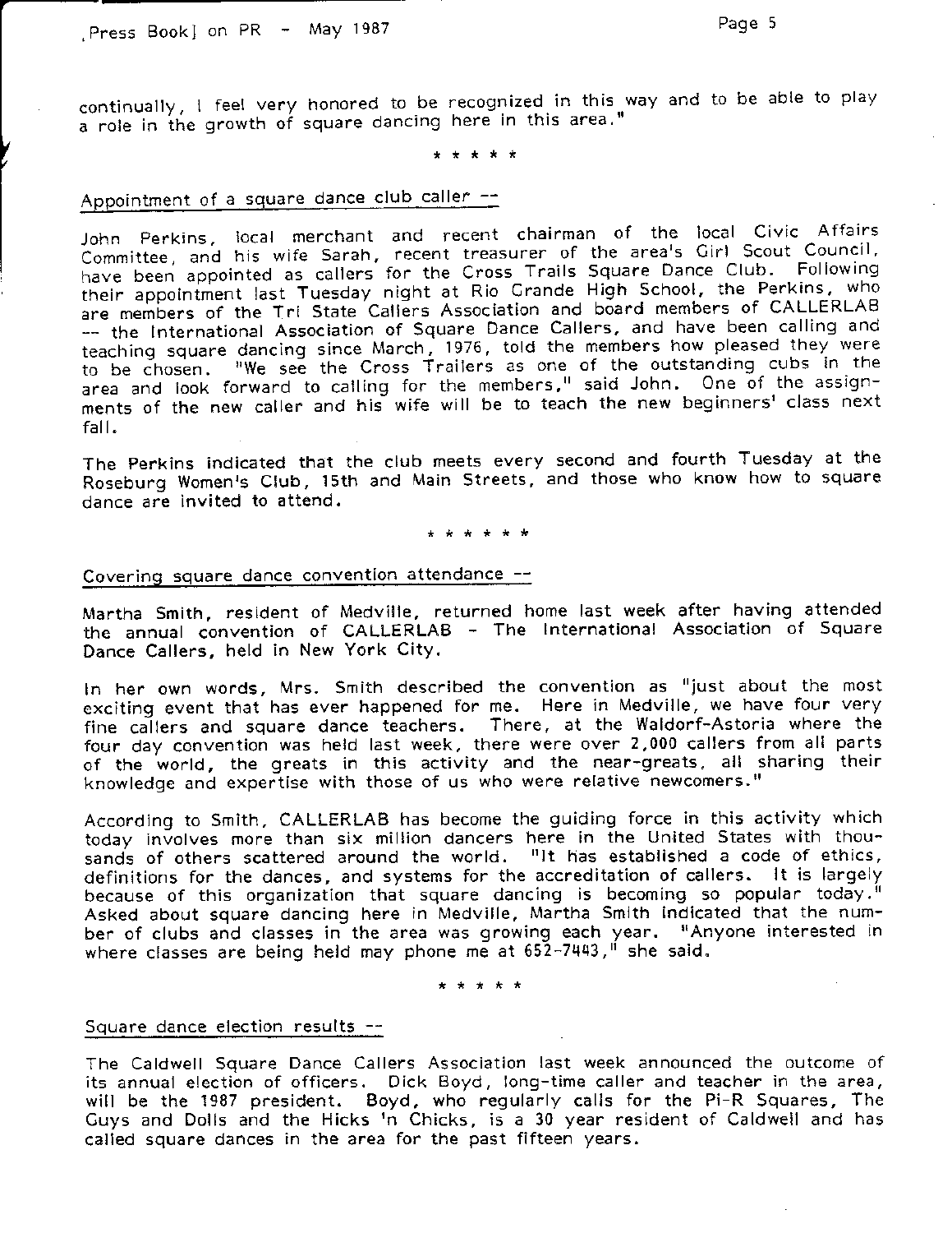continually, I feel very honored to be recognized in this way and to be able to play a role in the growth of square dancing here in this area."

\* \* \* \* \*

Appointment of a square dance club caller --

John Perkins, local merchant and recent chairman of the local Civic Affairs Committee, and his wife Sarah, recent treasurer of the area's Girl Scout Council, have been appointed as callers for the Cross Trails Square Dance Club. Following their appointment last Tuesday night at Rio Grande High School, the Perkins, who are members of the Tri State Callers Association and board members of CALLERLAB -- the International Association of Square Dance Callers, and have been calling and teaching square dancing since March, 1976, told the members how pleased they were to be chosen. "We see the Cross Trailers as one of the outstanding cubs in the area and look forward to calling for the members," said John. One of the assignments of the new caller and his wife will be to teach the new beginners' class next fall.

The Perkins indicated that the club meets every second and fourth Tuesday at the Roseburg Women's Club, 15th and Main Streets, and those who know how to square dance are invited to attend.

\* \* \* \* \* \*

Covering square dance convention attendance --

Martha Smith, resident of Medville, returned home last week after having attended the annual convention of CALLERLAB - The International Association of Square Dance Callers, held in New York City.

In her own words, Mrs. Smith described the convention as "just about the most exciting event that has ever happened for me. Here in Medville, we have four very fine callers and square dance teachers. There, at the Waldorf-Astoria where the four day convention was held last week, there were over 2,000 callers from all parts of the world, the greats in this activity and the near-greats, all sharing their knowledge and expertise with those of us who were relative newcomers."

According to Smith, CALLERLAB has become the guiding force in this activity which today involves more than six million dancers here in the United States with thousands of others scattered around the world. "It has established a code of ethics, definitions for the dances, and systems for the accreditation of callers. It is largely because of this organization that square dancing is becoming so popular today." Asked about square dancing here in Medville, Martha Smith indicated that the number of clubs and classes in the area was growing each year. "Anyone interested in where classes are being held may phone me at 652-7443," she said.

\* \* \* \* \*

Square dance election results --

The Caldwell Square Dance Callers Association last week announced the outcome of its annual election of officers. Dick Boyd, long-time caller and teacher in the area, will be the 1987 president. Boyd, who regularly calls for the Pi-R Squares, The Guys and Dolls and the Hicks 'n Chicks, is a 30 year resident of Caldwell and has called square dances in the area for the past fifteen years.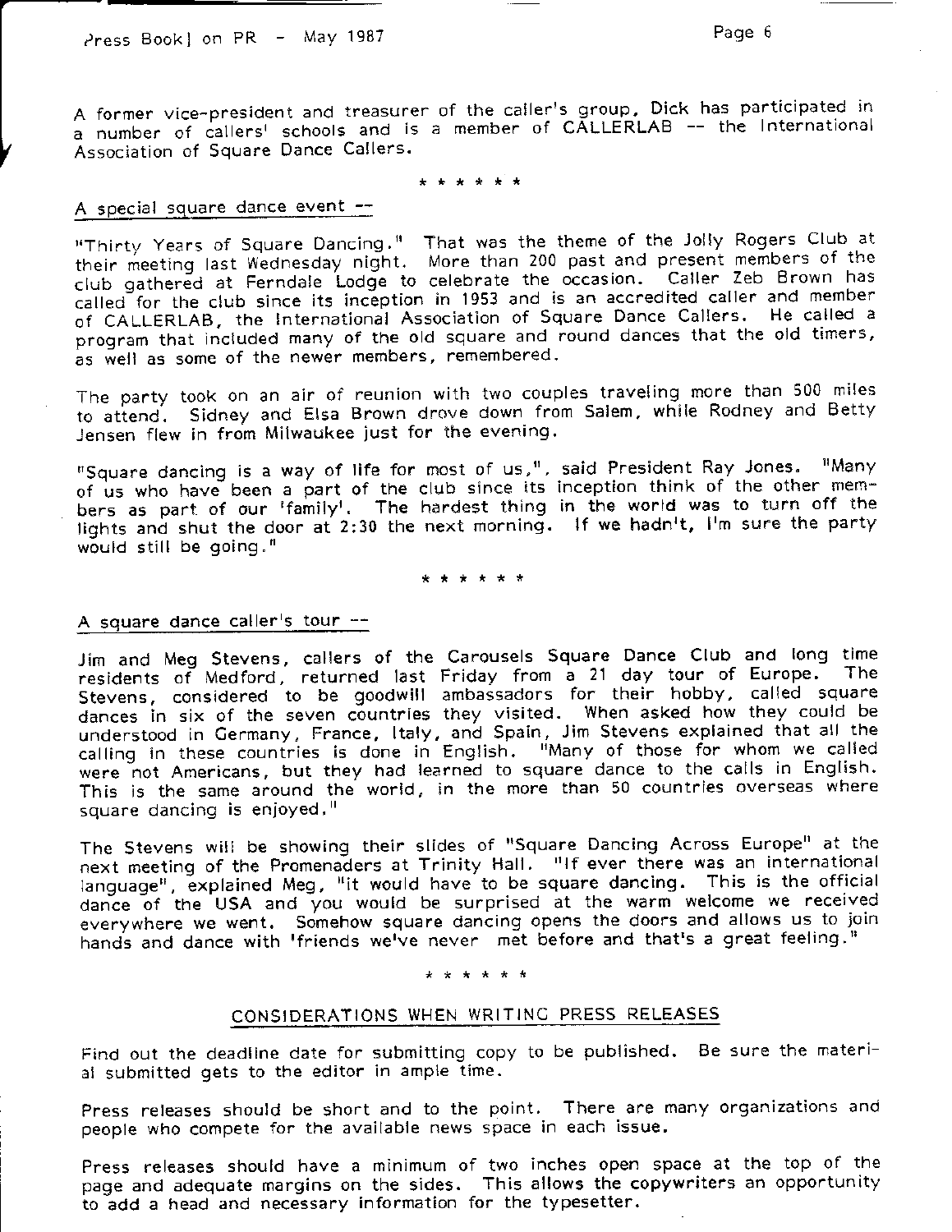A former vice-president and treasurer of the caller's group, Dick has participated in a number of callers' schools and is a member of CALLERLAB -- the International Association of Square Dance Callers.

\* \* \* \* \* \*

A special square dance event --

"Thirty Years of Square Dancing." That was the theme of the Jolly Rogers Club at their meeting last Wednesday night. More than 200 past and present members of the club gathered at Ferndale Lodge to celebrate the occasion. Caller Zeb Brown has called for the club since its inception in 1953 and is an accredited caller and member of CALLERLAB, the International Association of Square Dance Callers. He called a program that included many of the old square and round dances that the old timers, as well as some of the newer members, remembered.

The party took on an air of reunion with two couples traveling more than 500 miles to attend. Sidney and Elsa Brown drove down from Salem, while Rodney and Betty Jensen flew in from Milwaukee just for the evening.

"Square dancing is a way of life for most of us,", said President Ray Jones. "Many of us who have been a part of the club since its inception think of the other members as part of our 'family'. The hardest thing in the world was to turn off the lights and shut the door at 2:30 the next morning. If we hadn't, I'm sure the party would still be going."

\* \* \* \* \* \*

A square dance caller's tour --

Jim and Meg Stevens, callers of the Carousels Square Dance Club and long time residents of Medford, returned last Friday from a 21 day tour of Europe. The Stevens, considered to be goodwill ambassadors for their hobby, called square dances in six of the seven countries they visited. When asked how they could be understood in Germany, France, Italy, and Spain, Jim Stevens explained that all the calling in these countries is done in English. "Many of those for whom we called were not Americans, but they had learned to square dance to the calls in English. This is the same around the world, in the more than 50 countries overseas where square dancing is enjoyed."

The Stevens will be showing their slides of "Square Dancing Across Europe" at the next meeting of the Promenaders at Trinity Hall. "If ever there was an international language", explained Meg, "it would have to be square dancing. This is the official dance of the USA and you would be surprised at the warm welcome we received everywhere we went. Somehow square dancing opens the doors and allows us to join hands and dance with 'friends we've never met before and that's a great feeling."

\* \* \* \* \* \*

## CONSIDERATIONS WHEN WRITING PRESS RELEASES

Find out the deadline date for submitting copy to be published. Be sure the material submitted gets to the editor in ample time.

Press releases should be short and to the point. There are many organizations and people who compete for the available news space in each issue.

Press releases should have a minimum of two inches open space at the top of the page and adequate margins on the sides. This allows the copywriters an opportunity to add a head and necessary information for the typesetter.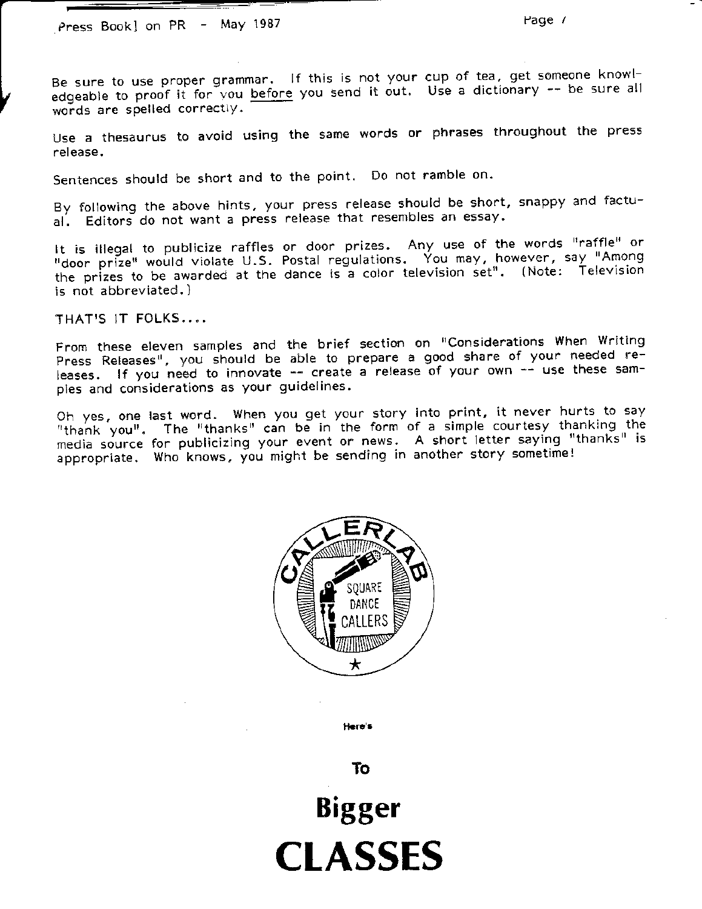Be sure to use proper grammar. If this is not your cup of tea, get someone knowledgeable to proof it for you <u>before</u> you send it out. Use a dictionary -- be sure all words are spelled correctly.

Use a thesaurus to avoid using the same words or phrases throughout the press release.

Sentences should be short and to the point. Do not ramble on.

By following the above hints, your press release should be short, snappy and factual. Editors do not want a press release that resembles an essay.

It is illegal to publicize raffles or door prizes. Any use of the words "raffle" or "door prize" would violate U.S. Postal regulations. You may, however, say "Among the prizes to be awarded at the dance is a color television set". (Note: Television is not abbreviated.)

THAT'S IT FOLKS....

From these eleven samples and the brief section on "Considerations When Writing Press Releases", you should be able to prepare a good share of your needed releases. If you need to innovate -- create a release of your own -- use these samples and considerations as your guidelines.

Oh yes, one last word. When you get your story into print, it never hurts to say "thank you". The "thanks" can be in the form of a simple courtesy thanking the media source for publicizing your event or news. A short letter saying "thanks" is appropriate. Who knows, you might be sending in another story sometime!

CALLERLAB

SQUARE DANCE CALLERS

Here's

To

**Bigger**

# CLASSES